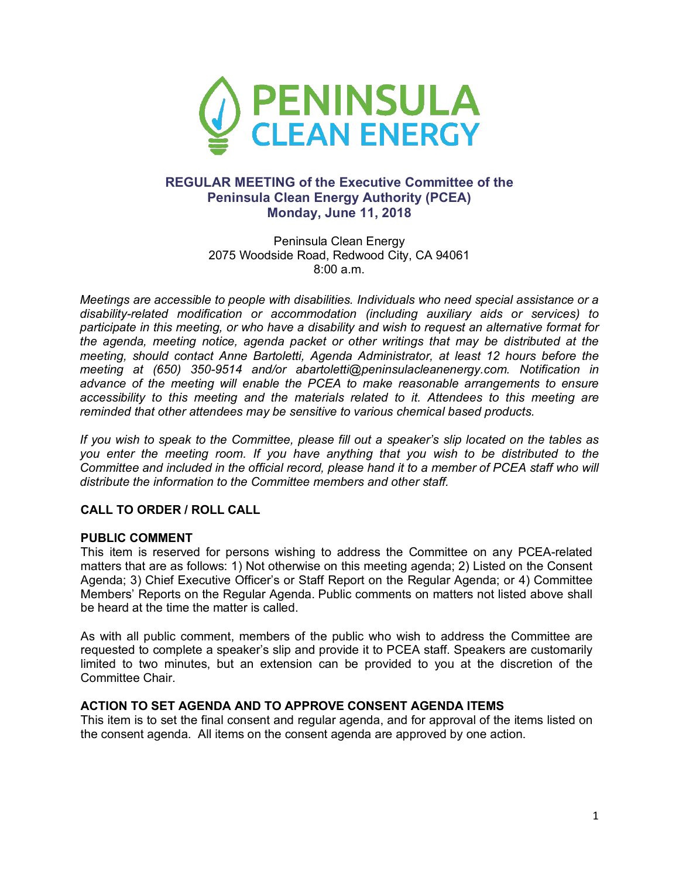# PENINSULA CLEAN ENERGY

## REGULAR MEETING of the Executive Committee of the Peninsula Clean Energy Authority (PCEA)
## Monday, June 11, 2018

Peninsula Clean Energy
2075 Woodside Road, Redwood City, CA 94061
8:00 a.m.

*Meetings are accessible to people with disabilities. Individuals who need special assistance or a disability-related modification or accommodation (including auxiliary aids or services) to participate in this meeting, or who have a disability and wish to request an alternative format for the agenda, meeting notice, agenda packet or other writings that may be distributed at the meeting, should contact Anne Bartoletti, Agenda Administrator, at least 12 hours before the meeting at (650) 350-9514 and/or abartoletti@peninsulacleanenergy.com. Notification in advance of the meeting will enable the PCEA to make reasonable arrangements to ensure accessibility to this meeting and the materials related to it. Attendees to this meeting are reminded that other attendees may be sensitive to various chemical based products.*

*If you wish to speak to the Committee, please fill out a speaker's slip located on the tables as you enter the meeting room. If you have anything that you wish to be distributed to the Committee and included in the official record, please hand it to a member of PCEA staff who will distribute the information to the Committee members and other staff.*

**CALL TO ORDER / ROLL CALL**

**PUBLIC COMMENT**

This item is reserved for persons wishing to address the Committee on any PCEA-related matters that are as follows: 1) Not otherwise on this meeting agenda; 2) Listed on the Consent Agenda; 3) Chief Executive Officer's or Staff Report on the Regular Agenda; or 4) Committee Members' Reports on the Regular Agenda. Public comments on matters not listed above shall be heard at the time the matter is called.

As with all public comment, members of the public who wish to address the Committee are requested to complete a speaker's slip and provide it to PCEA staff. Speakers are customarily limited to two minutes, but an extension can be provided to you at the discretion of the Committee Chair.

**ACTION TO SET AGENDA AND TO APPROVE CONSENT AGENDA ITEMS**

This item is to set the final consent and regular agenda, and for approval of the items listed on the consent agenda. All items on the consent agenda are approved by one action.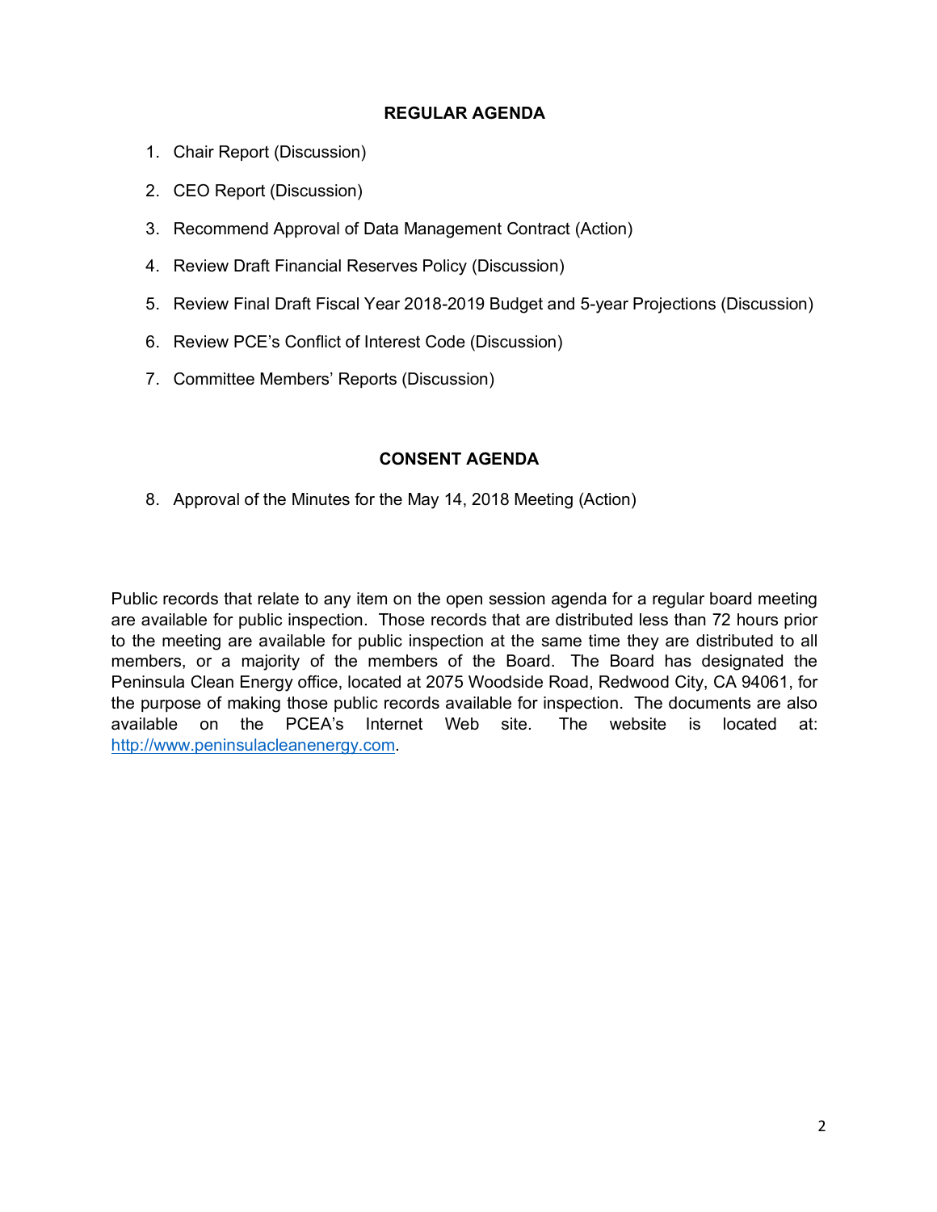## REGULAR AGENDA

1. Chair Report (Discussion)
2. CEO Report (Discussion)
3. Recommend Approval of Data Management Contract (Action)
4. Review Draft Financial Reserves Policy (Discussion)
5. Review Final Draft Fiscal Year 2018-2019 Budget and 5-year Projections (Discussion)
6. Review PCE's Conflict of Interest Code (Discussion)
7. Committee Members' Reports (Discussion)

## CONSENT AGENDA

8. Approval of the Minutes for the May 14, 2018 Meeting (Action)

Public records that relate to any item on the open session agenda for a regular board meeting are available for public inspection. Those records that are distributed less than 72 hours prior to the meeting are available for public inspection at the same time they are distributed to all members, or a majority of the members of the Board. The Board has designated the Peninsula Clean Energy office, located at 2075 Woodside Road, Redwood City, CA 94061, for the purpose of making those public records available for inspection. The documents are also available on the PCEA's Internet Web site. The website is located at: http://www.peninsulacleanenergy.com.